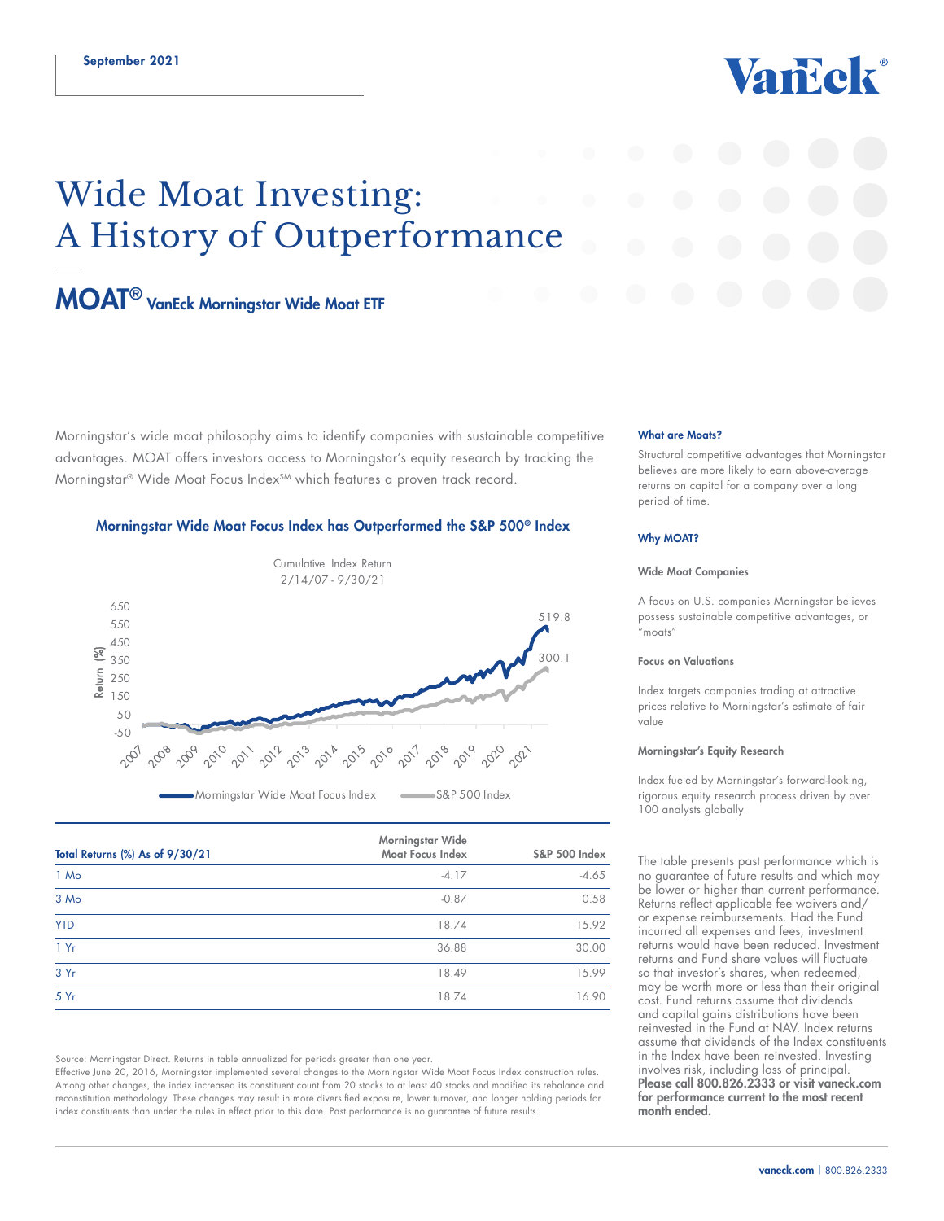September 2021

# Wide Moat Investing: A History of Outperformance

## MOAT® VanEck Morningstar Wide Moat ETF

Morningstar's wide moat philosophy aims to identify companies with sustainable competitive advantages. MOAT offers investors access to Morningstar's equity research by tracking the Morningstar® Wide Moat Focus Index℠ which features a proven track record.

### Morningstar Wide Moat Focus Index has Outperformed the S&P 500® Index

Cumulative Index Return
2/14/07 - 9/30/21

Return (%): 650, 550, 450, 350, 250, 150, 50, -50

2007, 2008, 2009, 2010, 2011, 2012, 2013, 2014, 2015, 2016, 2017, 2018, 2019, 2020, 2021

519.8

300.1

Morningstar Wide Moat Focus Index — S&P 500 Index

| Total Returns (%) As of 9/30/21 | Morningstar Wide Moat Focus Index | S&P 500 Index |
|---|---|---|
| 1 Mo | -4.17 | -4.65 |
| 3 Mo | -0.87 | 0.58 |
| YTD | 18.74 | 15.92 |
| 1 Yr | 36.88 | 30.00 |
| 3 Yr | 18.49 | 15.99 |
| 5 Yr | 18.74 | 16.90 |

Source: Morningstar Direct. Returns in table annualized for periods greater than one year.

Effective June 20, 2016, Morningstar implemented several changes to the Morningstar Wide Moat Focus Index construction rules. Among other changes, the index increased its constituent count from 20 stocks to at least 40 stocks and modified its rebalance and reconstitution methodology. These changes may result in more diversified exposure, lower turnover, and longer holding periods for index constituents than under the rules in effect prior to this date. Past performance is no guarantee of future results.

#### What are Moats?

Structural competitive advantages that Morningstar believes are more likely to earn above-average returns on capital for a company over a long period of time.

#### Why MOAT?

**Wide Moat Companies**

A focus on U.S. companies Morningstar believes possess sustainable competitive advantages, or "moats"

**Focus on Valuations**

Index targets companies trading at attractive prices relative to Morningstar's estimate of fair value

**Morningstar's Equity Research**

Index fueled by Morningstar's forward-looking, rigorous equity research process driven by over 100 analysts globally

The table presents past performance which is no guarantee of future results and which may be lower or higher than current performance. Returns reflect applicable fee waivers and/or expense reimbursements. Had the Fund incurred all expenses and fees, investment returns would have been reduced. Investment returns and Fund share values will fluctuate so that investor's shares, when redeemed, may be worth more or less than their original cost. Fund returns assume that dividends and capital gains distributions have been reinvested in the Fund at NAV. Index returns assume that dividends of the Index constituents in the Index have been reinvested. Investing involves risk, including loss of principal. **Please call 800.826.2333 or visit vaneck.com for performance current to the most recent month ended.**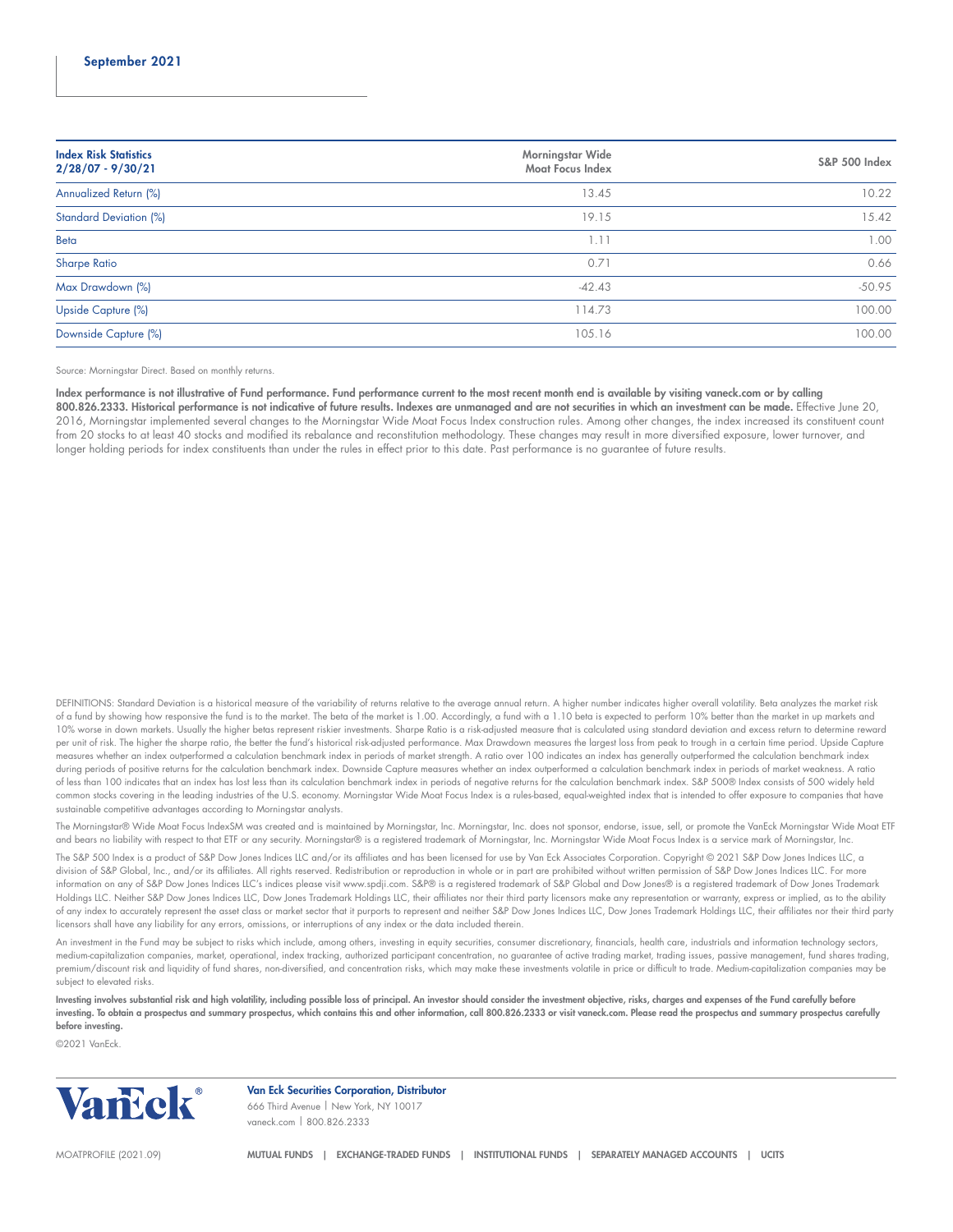September 2021

| Index Risk Statistics 2/28/07 - 9/30/21 | Morningstar Wide Moat Focus Index | S&P 500 Index |
|---|---|---|
| Annualized Return (%) | 13.45 | 10.22 |
| Standard Deviation (%) | 19.15 | 15.42 |
| Beta | 1.11 | 1.00 |
| Sharpe Ratio | 0.71 | 0.66 |
| Max Drawdown (%) | -42.43 | -50.95 |
| Upside Capture (%) | 114.73 | 100.00 |
| Downside Capture (%) | 105.16 | 100.00 |

Source: Morningstar Direct. Based on monthly returns.

**Index performance is not illustrative of Fund performance. Fund performance current to the most recent month end is available by visiting vaneck.com or by calling 800.826.2333. Historical performance is not indicative of future results. Indexes are unmanaged and are not securities in which an investment can be made.** Effective June 20, 2016, Morningstar implemented several changes to the Morningstar Wide Moat Focus Index construction rules. Among other changes, the index increased its constituent count from 20 stocks to at least 40 stocks and modified its rebalance and reconstitution methodology. These changes may result in more diversified exposure, lower turnover, and longer holding periods for index constituents than under the rules in effect prior to this date. Past performance is no guarantee of future results.

DEFINITIONS: Standard Deviation is a historical measure of the variability of returns relative to the average annual return. A higher number indicates higher overall volatility. Beta analyzes the market risk of a fund by showing how responsive the fund is to the market. The beta of the market is 1.00. Accordingly, a fund with a 1.10 beta is expected to perform 10% better than the market in up markets and 10% worse in down markets. Usually the higher betas represent riskier investments. Sharpe Ratio is a risk-adjusted measure that is calculated using standard deviation and excess return to determine reward per unit of risk. The higher the sharpe ratio, the better the fund's historical risk-adjusted performance. Max Drawdown measures the largest loss from peak to trough in a certain time period. Upside Capture measures whether an index outperformed a calculation benchmark index in periods of market strength. A ratio over 100 indicates an index has generally outperformed the calculation benchmark index during periods of positive returns for the calculation benchmark index. Downside Capture measures whether an index outperformed a calculation benchmark index in periods of market weakness. A ratio of less than 100 indicates that an index has lost less than its calculation benchmark index in periods of negative returns for the calculation benchmark index. S&P 500® Index consists of 500 widely held common stocks covering in the leading industries of the U.S. economy. Morningstar Wide Moat Focus Index is a rules-based, equal-weighted index that is intended to offer exposure to companies that have sustainable competitive advantages according to Morningstar analysts.

The Morningstar® Wide Moat Focus IndexSM was created and is maintained by Morningstar, Inc. Morningstar, Inc. does not sponsor, endorse, issue, sell, or promote the VanEck Morningstar Wide Moat ETF and bears no liability with respect to that ETF or any security. Morningstar® is a registered trademark of Morningstar, Inc. Morningstar Wide Moat Focus Index is a service mark of Morningstar, Inc.

The S&P 500 Index is a product of S&P Dow Jones Indices LLC and/or its affiliates and has been licensed for use by Van Eck Associates Corporation. Copyright © 2021 S&P Dow Jones Indices LLC, a division of S&P Global, Inc., and/or its affiliates. All rights reserved. Redistribution or reproduction in whole or in part are prohibited without written permission of S&P Dow Jones Indices LLC. For more information on any of S&P Dow Jones Indices LLC's indices please visit www.spdji.com. S&P® is a registered trademark of S&P Global and Dow Jones® is a registered trademark of Dow Jones Trademark Holdings LLC. Neither S&P Dow Jones Indices LLC, Dow Jones Trademark Holdings LLC, their affiliates nor their third party licensors make any representation or warranty, express or implied, as to the ability of any index to accurately represent the asset class or market sector that it purports to represent and neither S&P Dow Jones Indices LLC, Dow Jones Trademark Holdings LLC, their affiliates nor their third party licensors shall have any liability for any errors, omissions, or interruptions of any index or the data included therein.

An investment in the Fund may be subject to risks which include, among others, investing in equity securities, consumer discretionary, financials, health care, industrials and information technology sectors, medium-capitalization companies, market, operational, index tracking, authorized participant concentration, no guarantee of active trading market, trading issues, passive management, fund shares trading, premium/discount risk and liquidity of fund shares, non-diversified, and concentration risks, which may make these investments volatile in price or difficult to trade. Medium-capitalization companies may be subject to elevated risks.

**Investing involves substantial risk and high volatility, including possible loss of principal. An investor should consider the investment objective, risks, charges and expenses of the Fund carefully before investing. To obtain a prospectus and summary prospectus, which contains this and other information, call 800.826.2333 or visit vaneck.com. Please read the prospectus and summary prospectus carefully before investing.**

©2021 VanEck.

VanEck®

**Van Eck Securities Corporation, Distributor**
666 Third Avenue | New York, NY 10017
vaneck.com | 800.826.2333

MOATPROFILE (2021.09)

MUTUAL FUNDS | EXCHANGE-TRADED FUNDS | INSTITUTIONAL FUNDS | SEPARATELY MANAGED ACCOUNTS | UCITS